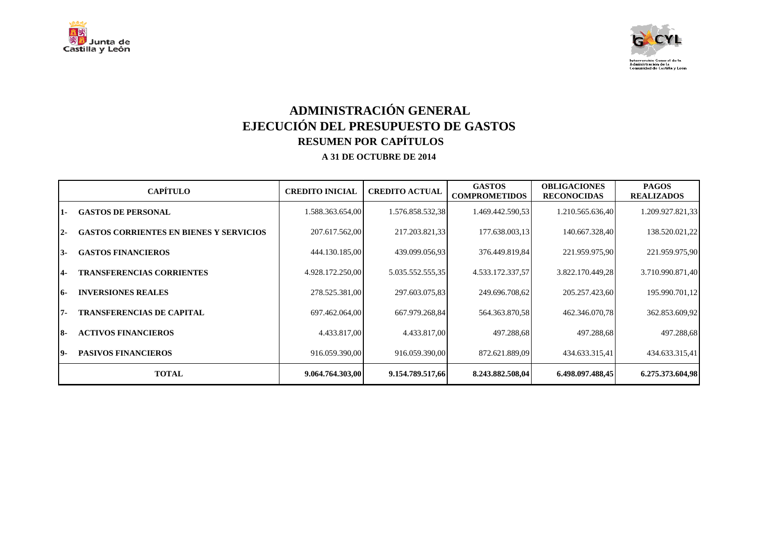# ADMINISTRACIÓN GENERAL

# EJECUCIÓN DEL PRESUPUESTO DE GASTOS

## RESUMEN POR CAPÍTULOS

### A 31 DE OCTUBRE DE 2014

| CAPÍTULO | | CREDITO INICIAL | CREDITO ACTUAL | GASTOS COMPROMETIDOS | OBLIGACIONES RECONOCIDAS | PAGOS REALIZADOS |
|---|---|---|---|---|---|---|
| 1- | GASTOS DE PERSONAL | 1.588.363.654,00 | 1.576.858.532,38 | 1.469.442.590,53 | 1.210.565.636,40 | 1.209.927.821,33 |
| 2- | GASTOS CORRIENTES EN BIENES Y SERVICIOS | 207.617.562,00 | 217.203.821,33 | 177.638.003,13 | 140.667.328,40 | 138.520.021,22 |
| 3- | GASTOS FINANCIEROS | 444.130.185,00 | 439.099.056,93 | 376.449.819,84 | 221.959.975,90 | 221.959.975,90 |
| 4- | TRANSFERENCIAS CORRIENTES | 4.928.172.250,00 | 5.035.552.555,35 | 4.533.172.337,57 | 3.822.170.449,28 | 3.710.990.871,40 |
| 6- | INVERSIONES REALES | 278.525.381,00 | 297.603.075,83 | 249.696.708,62 | 205.257.423,60 | 195.990.701,12 |
| 7- | TRANSFERENCIAS DE CAPITAL | 697.462.064,00 | 667.979.268,84 | 564.363.870,58 | 462.346.070,78 | 362.853.609,92 |
| 8- | ACTIVOS FINANCIEROS | 4.433.817,00 | 4.433.817,00 | 497.288,68 | 497.288,68 | 497.288,68 |
| 9- | PASIVOS FINANCIEROS | 916.059.390,00 | 916.059.390,00 | 872.621.889,09 | 434.633.315,41 | 434.633.315,41 |
| **TOTAL** | | **9.064.764.303,00** | **9.154.789.517,66** | **8.243.882.508,04** | **6.498.097.488,45** | **6.275.373.604,98** |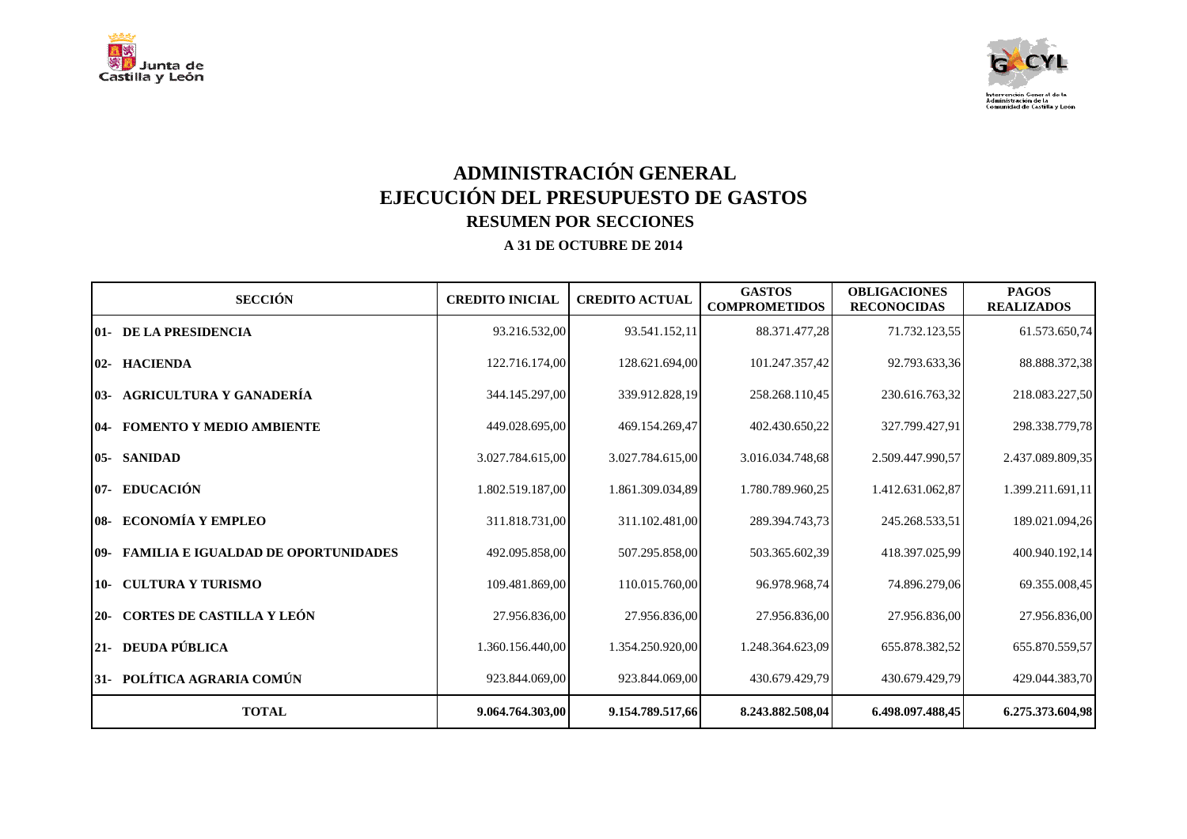# ADMINISTRACIÓN GENERAL
# EJECUCIÓN DEL PRESUPUESTO DE GASTOS
## RESUMEN POR SECCIONES
### A 31 DE OCTUBRE DE 2014

| SECCIÓN | CREDITO INICIAL | CREDITO ACTUAL | GASTOS COMPROMETIDOS | OBLIGACIONES RECONOCIDAS | PAGOS REALIZADOS |
|---|---|---|---|---|---|
| **01- DE LA PRESIDENCIA** | 93.216.532,00 | 93.541.152,11 | 88.371.477,28 | 71.732.123,55 | 61.573.650,74 |
| **02- HACIENDA** | 122.716.174,00 | 128.621.694,00 | 101.247.357,42 | 92.793.633,36 | 88.888.372,38 |
| **03- AGRICULTURA Y GANADERÍA** | 344.145.297,00 | 339.912.828,19 | 258.268.110,45 | 230.616.763,32 | 218.083.227,50 |
| **04- FOMENTO Y MEDIO AMBIENTE** | 449.028.695,00 | 469.154.269,47 | 402.430.650,22 | 327.799.427,91 | 298.338.779,78 |
| **05- SANIDAD** | 3.027.784.615,00 | 3.027.784.615,00 | 3.016.034.748,68 | 2.509.447.990,57 | 2.437.089.809,35 |
| **07- EDUCACIÓN** | 1.802.519.187,00 | 1.861.309.034,89 | 1.780.789.960,25 | 1.412.631.062,87 | 1.399.211.691,11 |
| **08- ECONOMÍA Y EMPLEO** | 311.818.731,00 | 311.102.481,00 | 289.394.743,73 | 245.268.533,51 | 189.021.094,26 |
| **09- FAMILIA E IGUALDAD DE OPORTUNIDADES** | 492.095.858,00 | 507.295.858,00 | 503.365.602,39 | 418.397.025,99 | 400.940.192,14 |
| **10- CULTURA Y TURISMO** | 109.481.869,00 | 110.015.760,00 | 96.978.968,74 | 74.896.279,06 | 69.355.008,45 |
| **20- CORTES DE CASTILLA Y LEÓN** | 27.956.836,00 | 27.956.836,00 | 27.956.836,00 | 27.956.836,00 | 27.956.836,00 |
| **21- DEUDA PÚBLICA** | 1.360.156.440,00 | 1.354.250.920,00 | 1.248.364.623,09 | 655.878.382,52 | 655.870.559,57 |
| **31- POLÍTICA AGRARIA COMÚN** | 923.844.069,00 | 923.844.069,00 | 430.679.429,79 | 430.679.429,79 | 429.044.383,70 |
| **TOTAL** | **9.064.764.303,00** | **9.154.789.517,66** | **8.243.882.508,04** | **6.498.097.488,45** | **6.275.373.604,98** |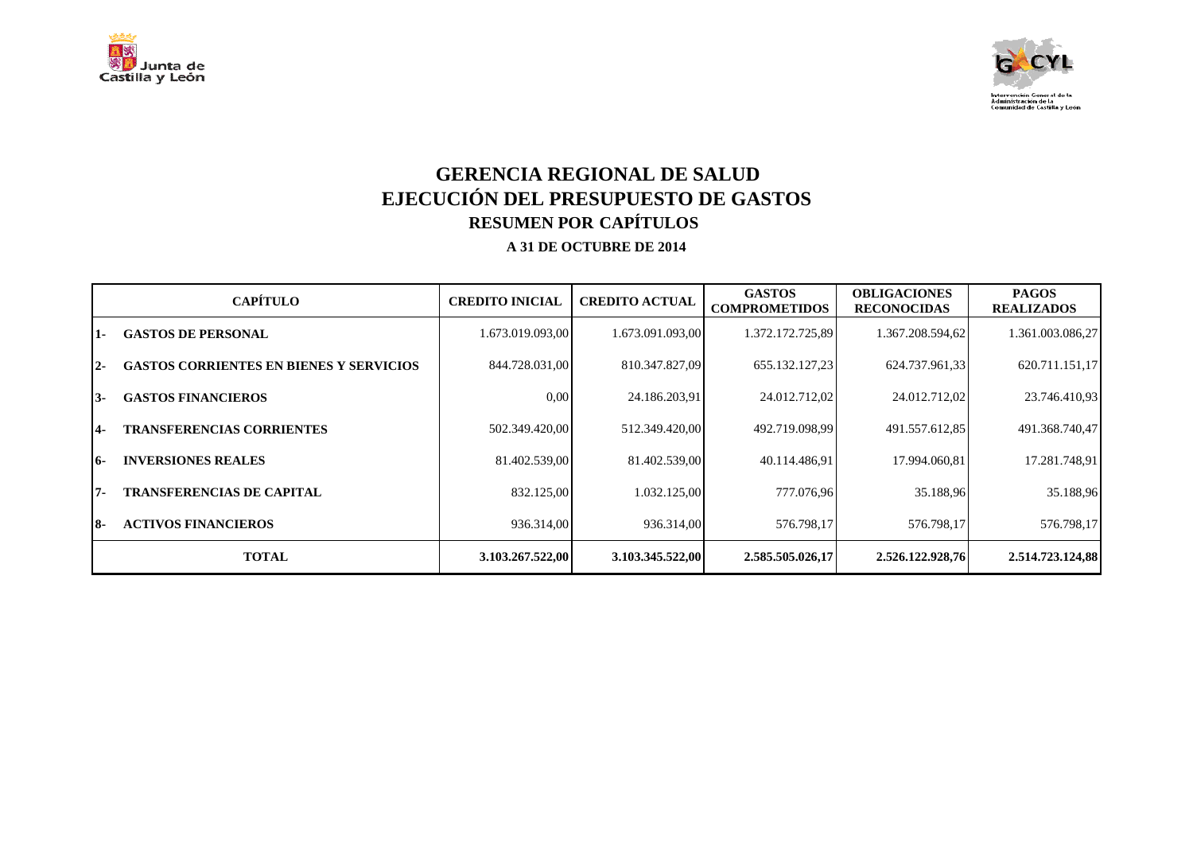# GERENCIA REGIONAL DE SALUD
## EJECUCIÓN DEL PRESUPUESTO DE GASTOS
### RESUMEN POR CAPÍTULOS
**A 31 DE OCTUBRE DE 2014**

| CAPÍTULO | | CREDITO INICIAL | CREDITO ACTUAL | GASTOS COMPROMETIDOS | OBLIGACIONES RECONOCIDAS | PAGOS REALIZADOS |
|---|---|---|---|---|---|---|
| 1- | GASTOS DE PERSONAL | 1.673.019.093,00 | 1.673.091.093,00 | 1.372.172.725,89 | 1.367.208.594,62 | 1.361.003.086,27 |
| 2- | GASTOS CORRIENTES EN BIENES Y SERVICIOS | 844.728.031,00 | 810.347.827,09 | 655.132.127,23 | 624.737.961,33 | 620.711.151,17 |
| 3- | GASTOS FINANCIEROS | 0,00 | 24.186.203,91 | 24.012.712,02 | 24.012.712,02 | 23.746.410,93 |
| 4- | TRANSFERENCIAS CORRIENTES | 502.349.420,00 | 512.349.420,00 | 492.719.098,99 | 491.557.612,85 | 491.368.740,47 |
| 6- | INVERSIONES REALES | 81.402.539,00 | 81.402.539,00 | 40.114.486,91 | 17.994.060,81 | 17.281.748,91 |
| 7- | TRANSFERENCIAS DE CAPITAL | 832.125,00 | 1.032.125,00 | 777.076,96 | 35.188,96 | 35.188,96 |
| 8- | ACTIVOS FINANCIEROS | 936.314,00 | 936.314,00 | 576.798,17 | 576.798,17 | 576.798,17 |
| | **TOTAL** | **3.103.267.522,00** | **3.103.345.522,00** | **2.585.505.026,17** | **2.526.122.928,76** | **2.514.723.124,88** |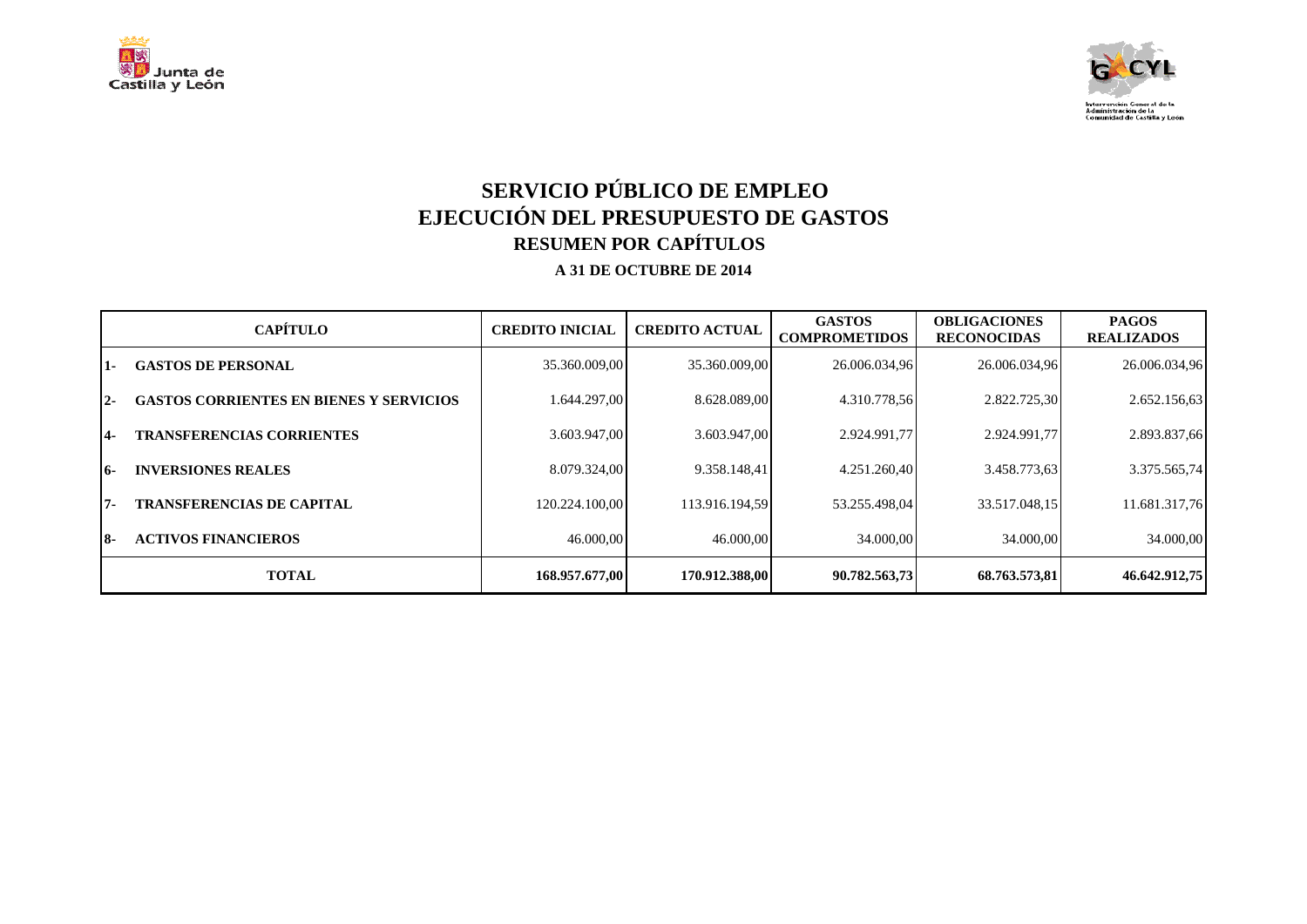# SERVICIO PÚBLICO DE EMPLEO
# EJECUCIÓN DEL PRESUPUESTO DE GASTOS
## RESUMEN POR CAPÍTULOS
### A 31 DE OCTUBRE DE 2014

| CAPÍTULO | | CREDITO INICIAL | CREDITO ACTUAL | GASTOS COMPROMETIDOS | OBLIGACIONES RECONOCIDAS | PAGOS REALIZADOS |
|---|---|---|---|---|---|---|
| 1- | GASTOS DE PERSONAL | 35.360.009,00 | 35.360.009,00 | 26.006.034,96 | 26.006.034,96 | 26.006.034,96 |
| 2- | GASTOS CORRIENTES EN BIENES Y SERVICIOS | 1.644.297,00 | 8.628.089,00 | 4.310.778,56 | 2.822.725,30 | 2.652.156,63 |
| 4- | TRANSFERENCIAS CORRIENTES | 3.603.947,00 | 3.603.947,00 | 2.924.991,77 | 2.924.991,77 | 2.893.837,66 |
| 6- | INVERSIONES REALES | 8.079.324,00 | 9.358.148,41 | 4.251.260,40 | 3.458.773,63 | 3.375.565,74 |
| 7- | TRANSFERENCIAS DE CAPITAL | 120.224.100,00 | 113.916.194,59 | 53.255.498,04 | 33.517.048,15 | 11.681.317,76 |
| 8- | ACTIVOS FINANCIEROS | 46.000,00 | 46.000,00 | 34.000,00 | 34.000,00 | 34.000,00 |
| **TOTAL** | | **168.957.677,00** | **170.912.388,00** | **90.782.563,73** | **68.763.573,81** | **46.642.912,75** |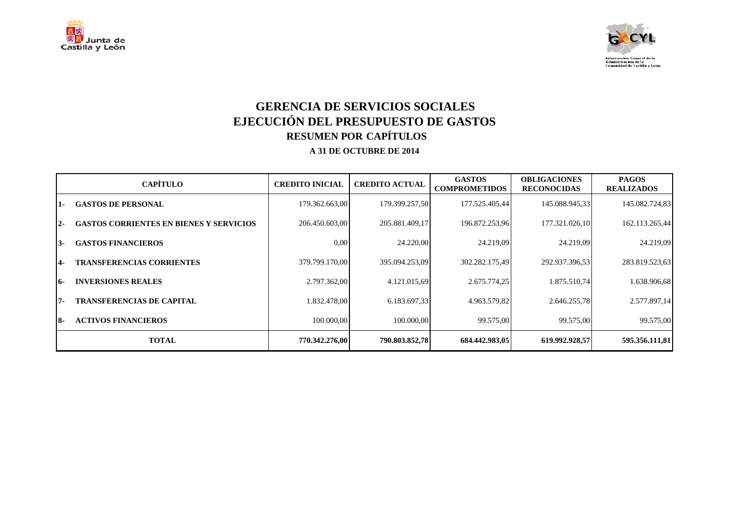# GERENCIA DE SERVICIOS SOCIALES
## EJECUCIÓN DEL PRESUPUESTO DE GASTOS
### RESUMEN POR CAPÍTULOS

**A 31 DE OCTUBRE DE 2014**

| CAPÍTULO | | CREDITO INICIAL | CREDITO ACTUAL | GASTOS COMPROMETIDOS | OBLIGACIONES RECONOCIDAS | PAGOS REALIZADOS |
|---|---|---|---|---|---|---|
| 1- | GASTOS DE PERSONAL | 179.362.663,00 | 179.399.257,50 | 177.525.405,44 | 145.088.945,33 | 145.082.724,83 |
| 2- | GASTOS CORRIENTES EN BIENES Y SERVICIOS | 206.450.603,00 | 205.881.409,17 | 196.872.253,96 | 177.321.026,10 | 162.113.265,44 |
| 3- | GASTOS FINANCIEROS | 0,00 | 24.220,00 | 24.219,09 | 24.219,09 | 24.219,09 |
| 4- | TRANSFERENCIAS CORRIENTES | 379.799.170,00 | 395.094.253,09 | 302.282.175,49 | 292.937.396,53 | 283.819.523,63 |
| 6- | INVERSIONES REALES | 2.797.362,00 | 4.121.015,69 | 2.675.774,25 | 1.875.510,74 | 1.638.906,68 |
| 7- | TRANSFERENCIAS DE CAPITAL | 1.832.478,00 | 6.183.697,33 | 4.963.579,82 | 2.646.255,78 | 2.577.897,14 |
| 8- | ACTIVOS FINANCIEROS | 100.000,00 | 100.000,00 | 99.575,00 | 99.575,00 | 99.575,00 |
| | **TOTAL** | **770.342.276,00** | **790.803.852,78** | **684.442.983,05** | **619.992.928,57** | **595.356.111,81** |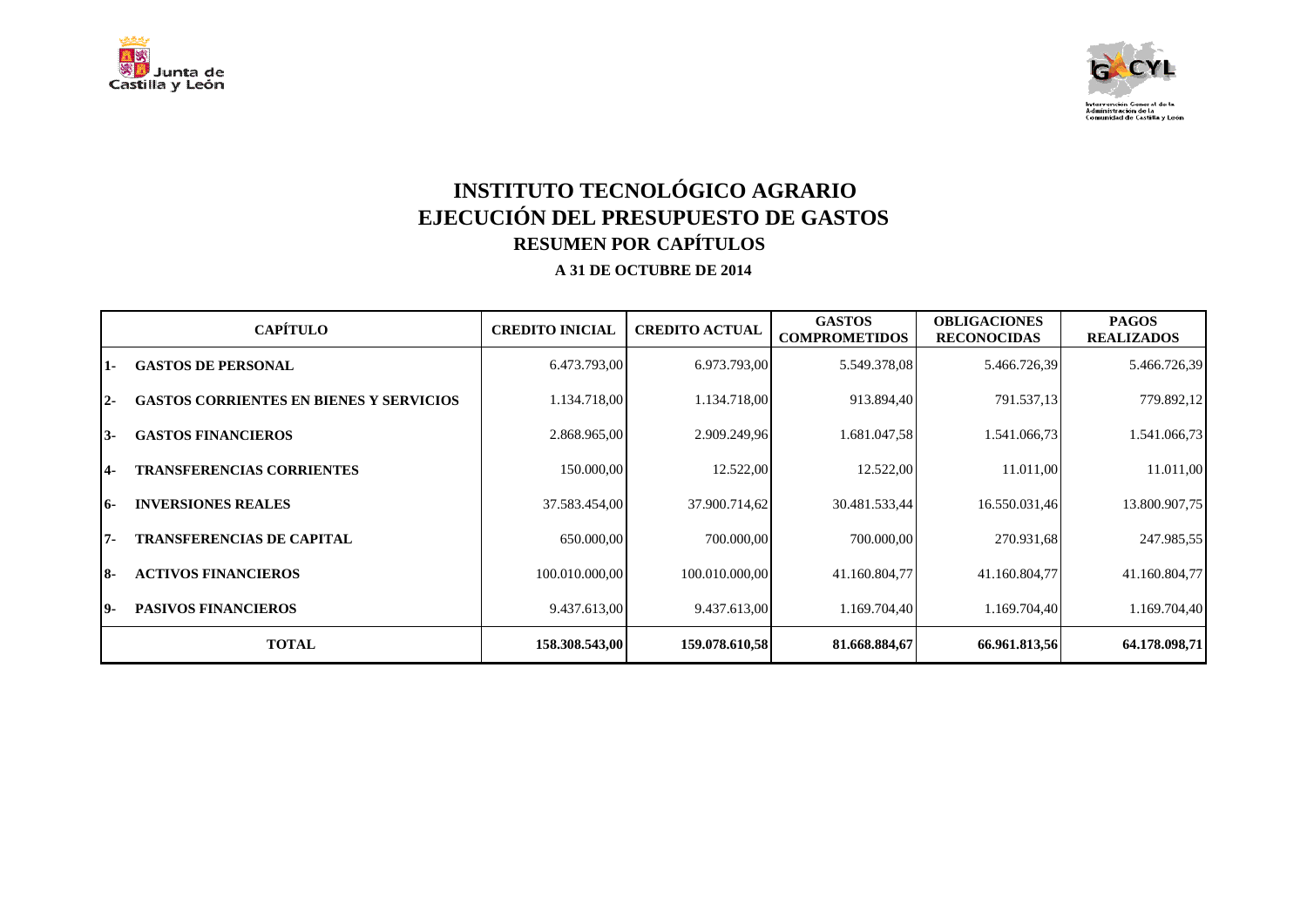# INSTITUTO TECNOLÓGICO AGRARIO
# EJECUCIÓN DEL PRESUPUESTO DE GASTOS
## RESUMEN POR CAPÍTULOS
### A 31 DE OCTUBRE DE 2014

| | CAPÍTULO | CREDITO INICIAL | CREDITO ACTUAL | GASTOS COMPROMETIDOS | OBLIGACIONES RECONOCIDAS | PAGOS REALIZADOS |
|---|---|---|---|---|---|---|
| 1- | GASTOS DE PERSONAL | 6.473.793,00 | 6.973.793,00 | 5.549.378,08 | 5.466.726,39 | 5.466.726,39 |
| 2- | GASTOS CORRIENTES EN BIENES Y SERVICIOS | 1.134.718,00 | 1.134.718,00 | 913.894,40 | 791.537,13 | 779.892,12 |
| 3- | GASTOS FINANCIEROS | 2.868.965,00 | 2.909.249,96 | 1.681.047,58 | 1.541.066,73 | 1.541.066,73 |
| 4- | TRANSFERENCIAS CORRIENTES | 150.000,00 | 12.522,00 | 12.522,00 | 11.011,00 | 11.011,00 |
| 6- | INVERSIONES REALES | 37.583.454,00 | 37.900.714,62 | 30.481.533,44 | 16.550.031,46 | 13.800.907,75 |
| 7- | TRANSFERENCIAS DE CAPITAL | 650.000,00 | 700.000,00 | 700.000,00 | 270.931,68 | 247.985,55 |
| 8- | ACTIVOS FINANCIEROS | 100.010.000,00 | 100.010.000,00 | 41.160.804,77 | 41.160.804,77 | 41.160.804,77 |
| 9- | PASIVOS FINANCIEROS | 9.437.613,00 | 9.437.613,00 | 1.169.704,40 | 1.169.704,40 | 1.169.704,40 |
| | **TOTAL** | **158.308.543,00** | **159.078.610,58** | **81.668.884,67** | **66.961.813,56** | **64.178.098,71** |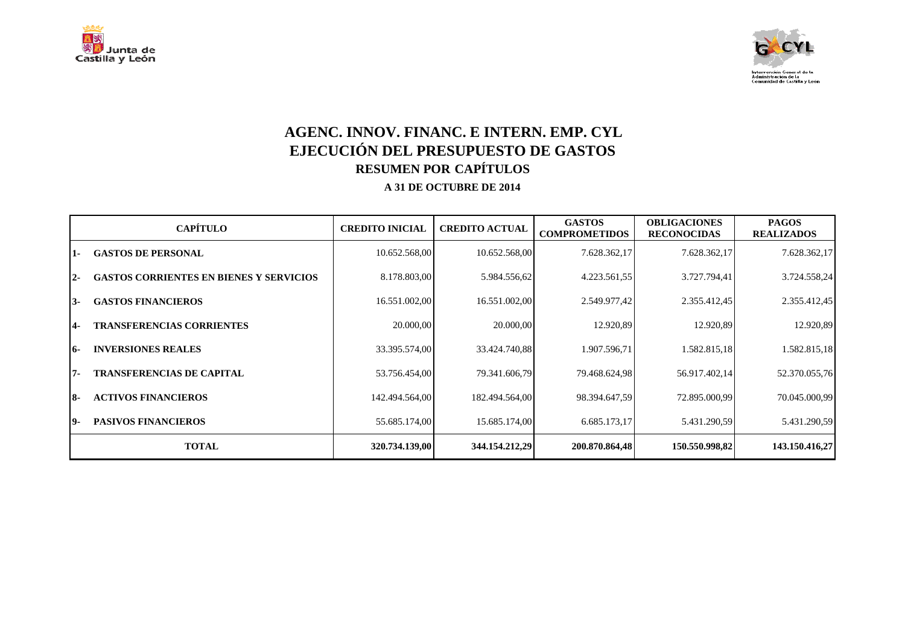# AGENC. INNOV. FINANC. E INTERN. EMP. CYL

## EJECUCIÓN DEL PRESUPUESTO DE GASTOS

### RESUMEN POR CAPÍTULOS

**A 31 DE OCTUBRE DE 2014**

| CAPÍTULO | | CREDITO INICIAL | CREDITO ACTUAL | GASTOS COMPROMETIDOS | OBLIGACIONES RECONOCIDAS | PAGOS REALIZADOS |
|---|---|---|---|---|---|---|
| 1- | GASTOS DE PERSONAL | 10.652.568,00 | 10.652.568,00 | 7.628.362,17 | 7.628.362,17 | 7.628.362,17 |
| 2- | GASTOS CORRIENTES EN BIENES Y SERVICIOS | 8.178.803,00 | 5.984.556,62 | 4.223.561,55 | 3.727.794,41 | 3.724.558,24 |
| 3- | GASTOS FINANCIEROS | 16.551.002,00 | 16.551.002,00 | 2.549.977,42 | 2.355.412,45 | 2.355.412,45 |
| 4- | TRANSFERENCIAS CORRIENTES | 20.000,00 | 20.000,00 | 12.920,89 | 12.920,89 | 12.920,89 |
| 6- | INVERSIONES REALES | 33.395.574,00 | 33.424.740,88 | 1.907.596,71 | 1.582.815,18 | 1.582.815,18 |
| 7- | TRANSFERENCIAS DE CAPITAL | 53.756.454,00 | 79.341.606,79 | 79.468.624,98 | 56.917.402,14 | 52.370.055,76 |
| 8- | ACTIVOS FINANCIEROS | 142.494.564,00 | 182.494.564,00 | 98.394.647,59 | 72.895.000,99 | 70.045.000,99 |
| 9- | PASIVOS FINANCIEROS | 55.685.174,00 | 15.685.174,00 | 6.685.173,17 | 5.431.290,59 | 5.431.290,59 |
| **TOTAL** | | **320.734.139,00** | **344.154.212,29** | **200.870.864,48** | **150.550.998,82** | **143.150.416,27** |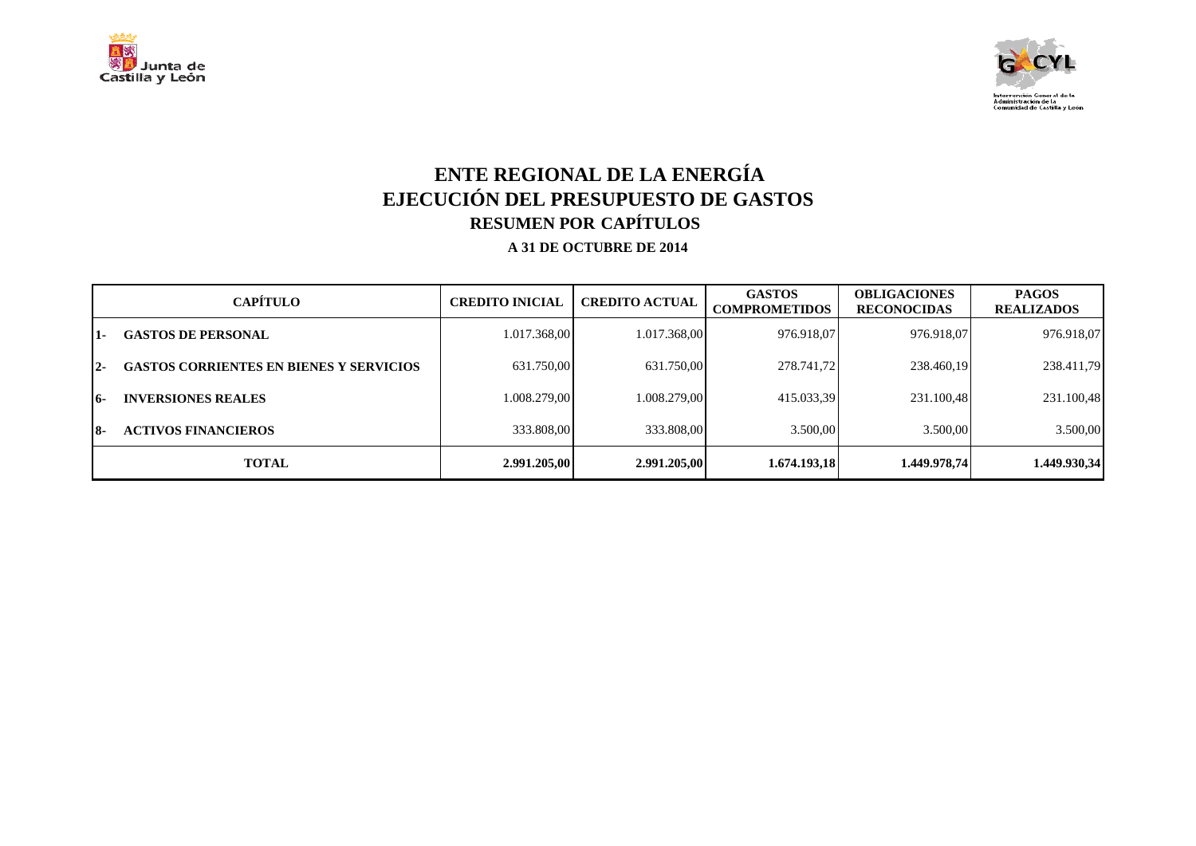# ENTE REGIONAL DE LA ENERGÍA
## EJECUCIÓN DEL PRESUPUESTO DE GASTOS
### RESUMEN POR CAPÍTULOS

**A 31 DE OCTUBRE DE 2014**

| CAPÍTULO | | CREDITO INICIAL | CREDITO ACTUAL | GASTOS COMPROMETIDOS | OBLIGACIONES RECONOCIDAS | PAGOS REALIZADOS |
|---|---|---|---|---|---|---|
| 1- | GASTOS DE PERSONAL | 1.017.368,00 | 1.017.368,00 | 976.918,07 | 976.918,07 | 976.918,07 |
| 2- | GASTOS CORRIENTES EN BIENES Y SERVICIOS | 631.750,00 | 631.750,00 | 278.741,72 | 238.460,19 | 238.411,79 |
| 6- | INVERSIONES REALES | 1.008.279,00 | 1.008.279,00 | 415.033,39 | 231.100,48 | 231.100,48 |
| 8- | ACTIVOS FINANCIEROS | 333.808,00 | 333.808,00 | 3.500,00 | 3.500,00 | 3.500,00 |
| **TOTAL** | | **2.991.205,00** | **2.991.205,00** | **1.674.193,18** | **1.449.978,74** | **1.449.930,34** |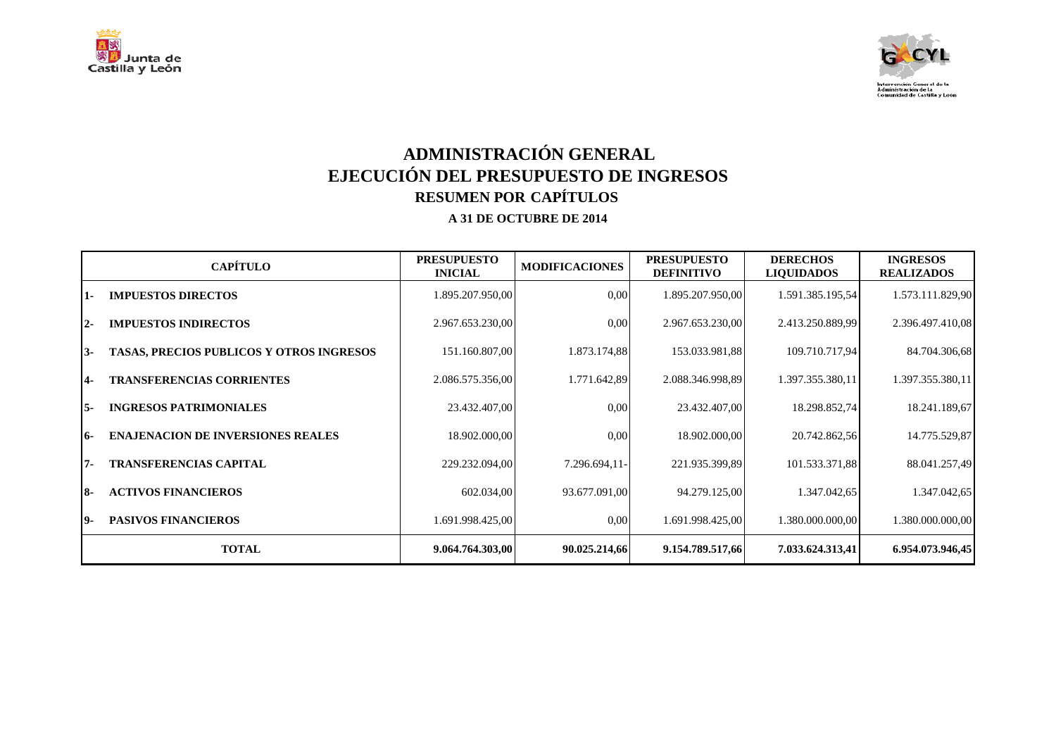# ADMINISTRACIÓN GENERAL
# EJECUCIÓN DEL PRESUPUESTO DE INGRESOS
## RESUMEN POR CAPÍTULOS
### A 31 DE OCTUBRE DE 2014

| CAPÍTULO | | PRESUPUESTO INICIAL | MODIFICACIONES | PRESUPUESTO DEFINITIVO | DERECHOS LIQUIDADOS | INGRESOS REALIZADOS |
|---|---|---|---|---|---|---|
| 1- | IMPUESTOS DIRECTOS | 1.895.207.950,00 | 0,00 | 1.895.207.950,00 | 1.591.385.195,54 | 1.573.111.829,90 |
| 2- | IMPUESTOS INDIRECTOS | 2.967.653.230,00 | 0,00 | 2.967.653.230,00 | 2.413.250.889,99 | 2.396.497.410,08 |
| 3- | TASAS, PRECIOS PUBLICOS Y OTROS INGRESOS | 151.160.807,00 | 1.873.174,88 | 153.033.981,88 | 109.710.717,94 | 84.704.306,68 |
| 4- | TRANSFERENCIAS CORRIENTES | 2.086.575.356,00 | 1.771.642,89 | 2.088.346.998,89 | 1.397.355.380,11 | 1.397.355.380,11 |
| 5- | INGRESOS PATRIMONIALES | 23.432.407,00 | 0,00 | 23.432.407,00 | 18.298.852,74 | 18.241.189,67 |
| 6- | ENAJENACION DE INVERSIONES REALES | 18.902.000,00 | 0,00 | 18.902.000,00 | 20.742.862,56 | 14.775.529,87 |
| 7- | TRANSFERENCIAS CAPITAL | 229.232.094,00 | 7.296.694,11- | 221.935.399,89 | 101.533.371,88 | 88.041.257,49 |
| 8- | ACTIVOS FINANCIEROS | 602.034,00 | 93.677.091,00 | 94.279.125,00 | 1.347.042,65 | 1.347.042,65 |
| 9- | PASIVOS FINANCIEROS | 1.691.998.425,00 | 0,00 | 1.691.998.425,00 | 1.380.000.000,00 | 1.380.000.000,00 |
| **TOTAL** | | **9.064.764.303,00** | **90.025.214,66** | **9.154.789.517,66** | **7.033.624.313,41** | **6.954.073.946,45** |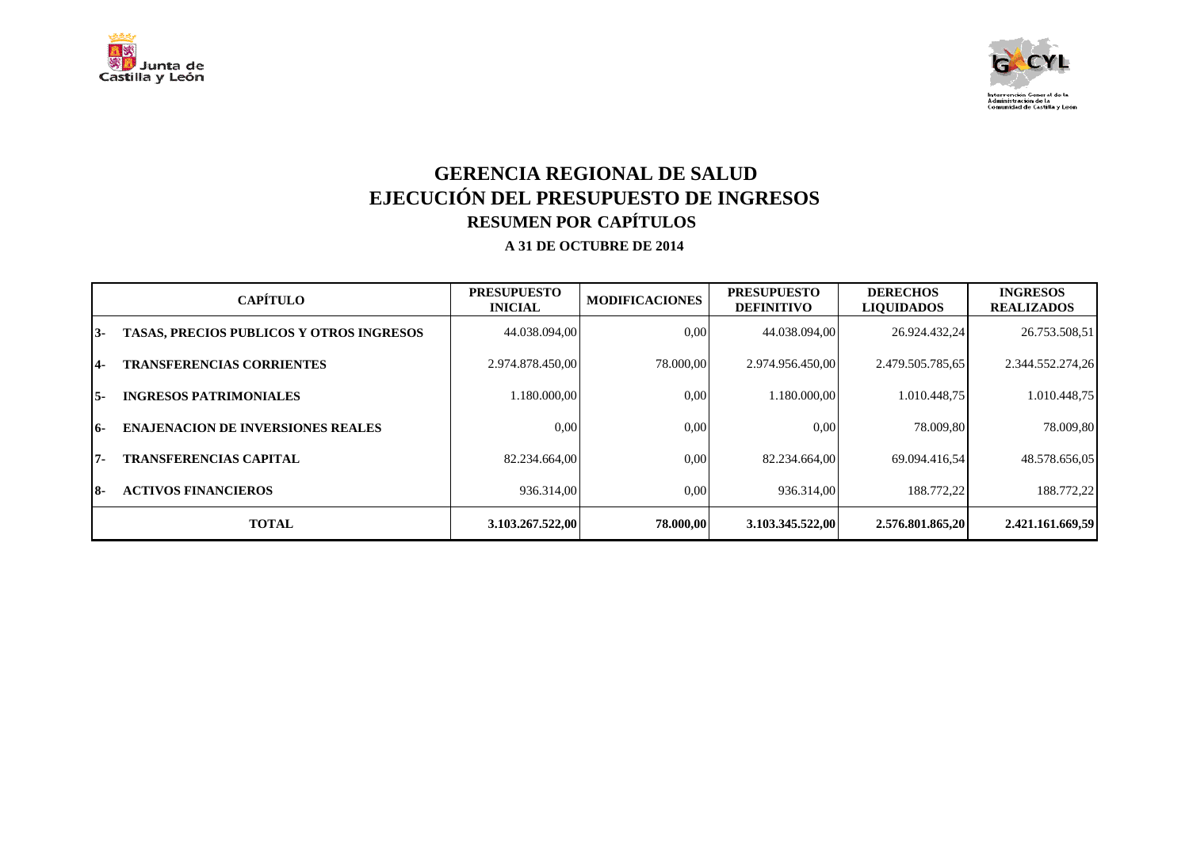# GERENCIA REGIONAL DE SALUD
# EJECUCIÓN DEL PRESUPUESTO DE INGRESOS
## RESUMEN POR CAPÍTULOS
### A 31 DE OCTUBRE DE 2014

| | CAPÍTULO | PRESUPUESTO INICIAL | MODIFICACIONES | PRESUPUESTO DEFINITIVO | DERECHOS LIQUIDADOS | INGRESOS REALIZADOS |
|---|---|---|---|---|---|---|
| 3- | TASAS, PRECIOS PUBLICOS Y OTROS INGRESOS | 44.038.094,00 | 0,00 | 44.038.094,00 | 26.924.432,24 | 26.753.508,51 |
| 4- | TRANSFERENCIAS CORRIENTES | 2.974.878.450,00 | 78.000,00 | 2.974.956.450,00 | 2.479.505.785,65 | 2.344.552.274,26 |
| 5- | INGRESOS PATRIMONIALES | 1.180.000,00 | 0,00 | 1.180.000,00 | 1.010.448,75 | 1.010.448,75 |
| 6- | ENAJENACION DE INVERSIONES REALES | 0,00 | 0,00 | 0,00 | 78.009,80 | 78.009,80 |
| 7- | TRANSFERENCIAS CAPITAL | 82.234.664,00 | 0,00 | 82.234.664,00 | 69.094.416,54 | 48.578.656,05 |
| 8- | ACTIVOS FINANCIEROS | 936.314,00 | 0,00 | 936.314,00 | 188.772,22 | 188.772,22 |
| | **TOTAL** | **3.103.267.522,00** | **78.000,00** | **3.103.345.522,00** | **2.576.801.865,20** | **2.421.161.669,59** |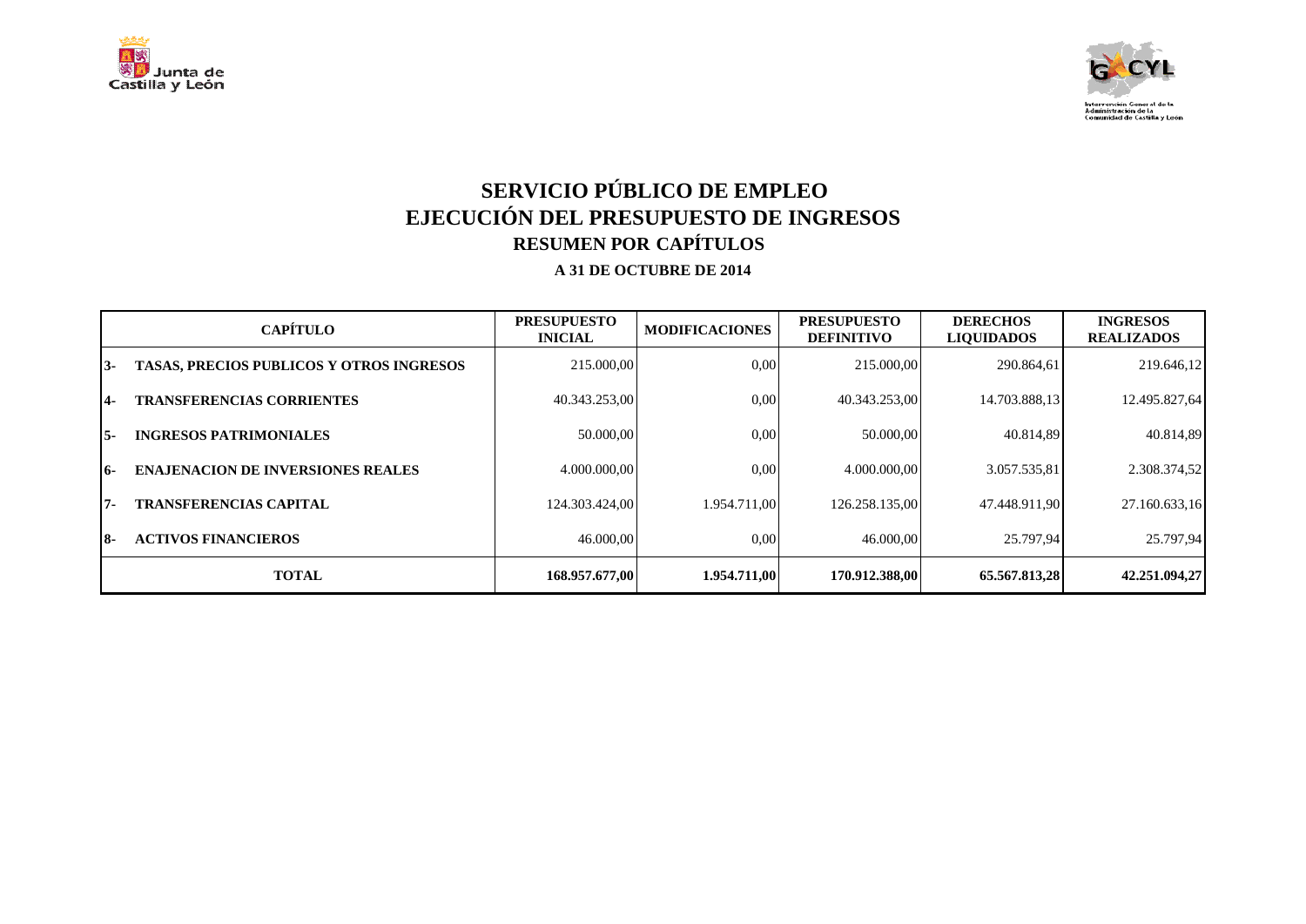# SERVICIO PÚBLICO DE EMPLEO

## EJECUCIÓN DEL PRESUPUESTO DE INGRESOS

### RESUMEN POR CAPÍTULOS

**A 31 DE OCTUBRE DE 2014**

| CAPÍTULO | | PRESUPUESTO INICIAL | MODIFICACIONES | PRESUPUESTO DEFINITIVO | DERECHOS LIQUIDADOS | INGRESOS REALIZADOS |
|---|---|---|---|---|---|---|
| 3- | TASAS, PRECIOS PUBLICOS Y OTROS INGRESOS | 215.000,00 | 0,00 | 215.000,00 | 290.864,61 | 219.646,12 |
| 4- | TRANSFERENCIAS CORRIENTES | 40.343.253,00 | 0,00 | 40.343.253,00 | 14.703.888,13 | 12.495.827,64 |
| 5- | INGRESOS PATRIMONIALES | 50.000,00 | 0,00 | 50.000,00 | 40.814,89 | 40.814,89 |
| 6- | ENAJENACION DE INVERSIONES REALES | 4.000.000,00 | 0,00 | 4.000.000,00 | 3.057.535,81 | 2.308.374,52 |
| 7- | TRANSFERENCIAS CAPITAL | 124.303.424,00 | 1.954.711,00 | 126.258.135,00 | 47.448.911,90 | 27.160.633,16 |
| 8- | ACTIVOS FINANCIEROS | 46.000,00 | 0,00 | 46.000,00 | 25.797,94 | 25.797,94 |
| **TOTAL** | | **168.957.677,00** | **1.954.711,00** | **170.912.388,00** | **65.567.813,28** | **42.251.094,27** |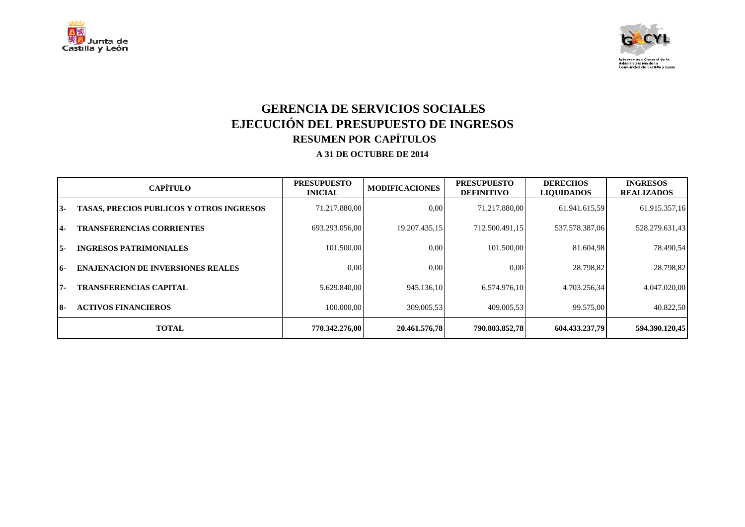# GERENCIA DE SERVICIOS SOCIALES
## EJECUCIÓN DEL PRESUPUESTO DE INGRESOS
### RESUMEN POR CAPÍTULOS
**A 31 DE OCTUBRE DE 2014**

| CAPÍTULO | | PRESUPUESTO INICIAL | MODIFICACIONES | PRESUPUESTO DEFINITIVO | DERECHOS LIQUIDADOS | INGRESOS REALIZADOS |
|---|---|---|---|---|---|---|
| 3- | TASAS, PRECIOS PUBLICOS Y OTROS INGRESOS | 71.217.880,00 | 0,00 | 71.217.880,00 | 61.941.615,59 | 61.915.357,16 |
| 4- | TRANSFERENCIAS CORRIENTES | 693.293.056,00 | 19.207.435,15 | 712.500.491,15 | 537.578.387,06 | 528.279.631,43 |
| 5- | INGRESOS PATRIMONIALES | 101.500,00 | 0,00 | 101.500,00 | 81.604,98 | 78.490,54 |
| 6- | ENAJENACION DE INVERSIONES REALES | 0,00 | 0,00 | 0,00 | 28.798,82 | 28.798,82 |
| 7- | TRANSFERENCIAS CAPITAL | 5.629.840,00 | 945.136,10 | 6.574.976,10 | 4.703.256,34 | 4.047.020,00 |
| 8- | ACTIVOS FINANCIEROS | 100.000,00 | 309.005,53 | 409.005,53 | 99.575,00 | 40.822,50 |
| **TOTAL** | | **770.342.276,00** | **20.461.576,78** | **790.803.852,78** | **604.433.237,79** | **594.390.120,45** |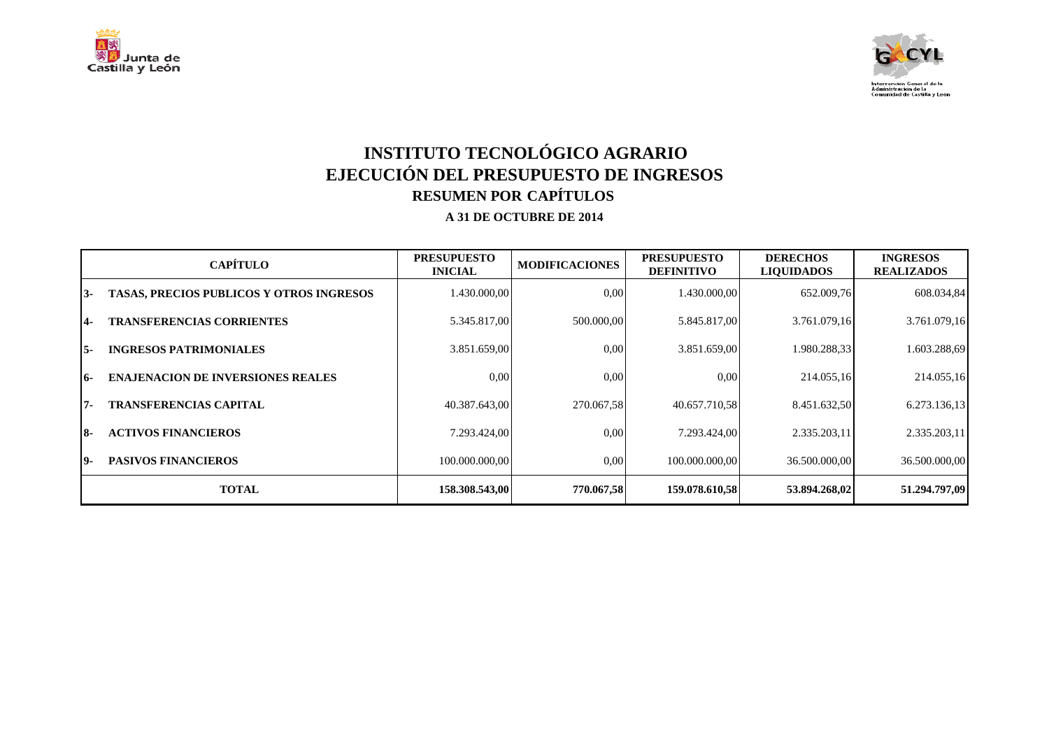# INSTITUTO TECNOLÓGICO AGRARIO
# EJECUCIÓN DEL PRESUPUESTO DE INGRESOS
## RESUMEN POR CAPÍTULOS
### A 31 DE OCTUBRE DE 2014

| CAPÍTULO | | PRESUPUESTO INICIAL | MODIFICACIONES | PRESUPUESTO DEFINITIVO | DERECHOS LIQUIDADOS | INGRESOS REALIZADOS |
|---|---|---|---|---|---|---|
| 3- | TASAS, PRECIOS PUBLICOS Y OTROS INGRESOS | 1.430.000,00 | 0,00 | 1.430.000,00 | 652.009,76 | 608.034,84 |
| 4- | TRANSFERENCIAS CORRIENTES | 5.345.817,00 | 500.000,00 | 5.845.817,00 | 3.761.079,16 | 3.761.079,16 |
| 5- | INGRESOS PATRIMONIALES | 3.851.659,00 | 0,00 | 3.851.659,00 | 1.980.288,33 | 1.603.288,69 |
| 6- | ENAJENACION DE INVERSIONES REALES | 0,00 | 0,00 | 0,00 | 214.055,16 | 214.055,16 |
| 7- | TRANSFERENCIAS CAPITAL | 40.387.643,00 | 270.067,58 | 40.657.710,58 | 8.451.632,50 | 6.273.136,13 |
| 8- | ACTIVOS FINANCIEROS | 7.293.424,00 | 0,00 | 7.293.424,00 | 2.335.203,11 | 2.335.203,11 |
| 9- | PASIVOS FINANCIEROS | 100.000.000,00 | 0,00 | 100.000.000,00 | 36.500.000,00 | 36.500.000,00 |
| **TOTAL** | | **158.308.543,00** | **770.067,58** | **159.078.610,58** | **53.894.268,02** | **51.294.797,09** |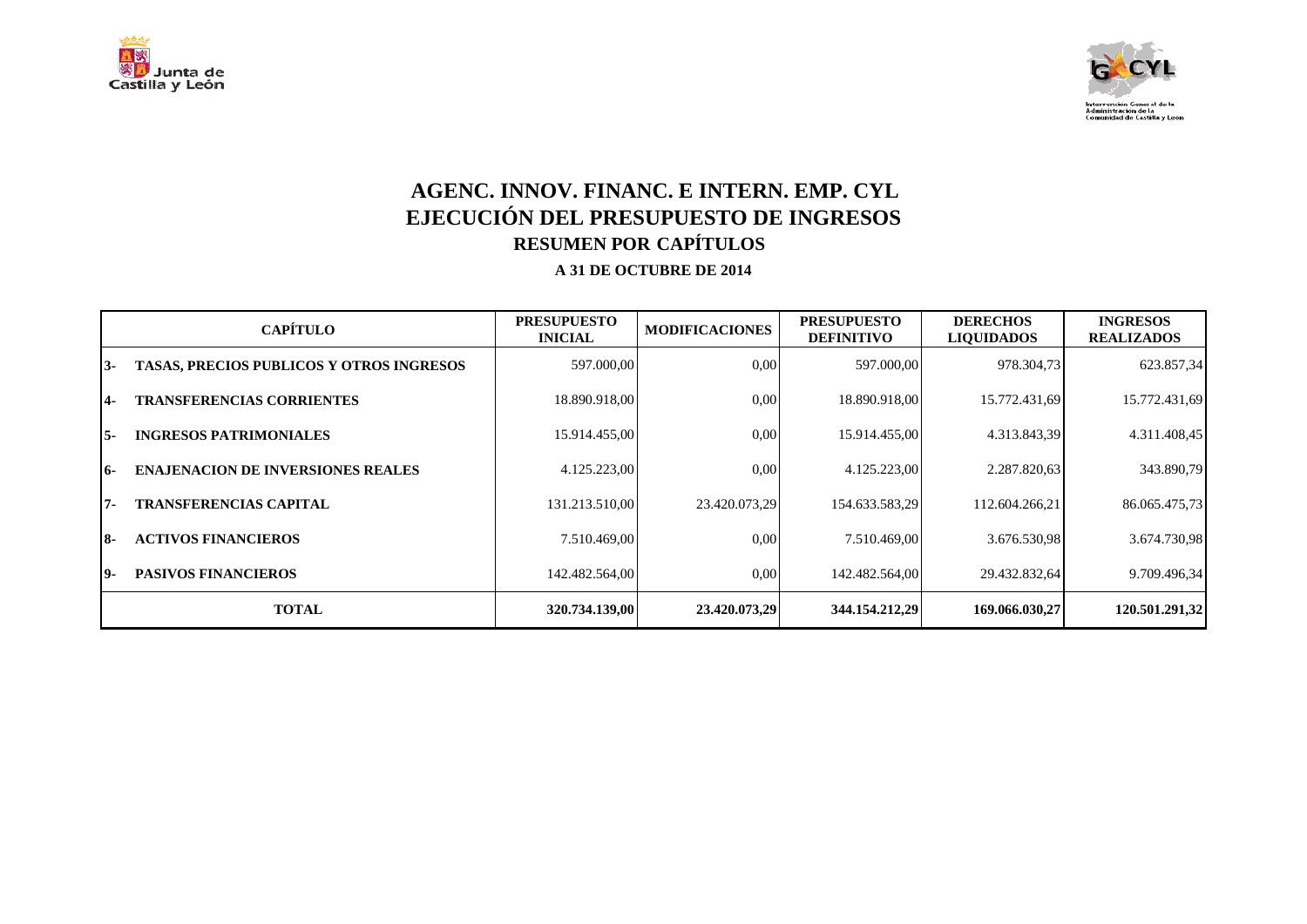# AGENC. INNOV. FINANC. E INTERN. EMP. CYL

## EJECUCIÓN DEL PRESUPUESTO DE INGRESOS

### RESUMEN POR CAPÍTULOS

**A 31 DE OCTUBRE DE 2014**

| CAPÍTULO | | PRESUPUESTO INICIAL | MODIFICACIONES | PRESUPUESTO DEFINITIVO | DERECHOS LIQUIDADOS | INGRESOS REALIZADOS |
|---|---|---|---|---|---|---|
| 3- | TASAS, PRECIOS PUBLICOS Y OTROS INGRESOS | 597.000,00 | 0,00 | 597.000,00 | 978.304,73 | 623.857,34 |
| 4- | TRANSFERENCIAS CORRIENTES | 18.890.918,00 | 0,00 | 18.890.918,00 | 15.772.431,69 | 15.772.431,69 |
| 5- | INGRESOS PATRIMONIALES | 15.914.455,00 | 0,00 | 15.914.455,00 | 4.313.843,39 | 4.311.408,45 |
| 6- | ENAJENACION DE INVERSIONES REALES | 4.125.223,00 | 0,00 | 4.125.223,00 | 2.287.820,63 | 343.890,79 |
| 7- | TRANSFERENCIAS CAPITAL | 131.213.510,00 | 23.420.073,29 | 154.633.583,29 | 112.604.266,21 | 86.065.475,73 |
| 8- | ACTIVOS FINANCIEROS | 7.510.469,00 | 0,00 | 7.510.469,00 | 3.676.530,98 | 3.674.730,98 |
| 9- | PASIVOS FINANCIEROS | 142.482.564,00 | 0,00 | 142.482.564,00 | 29.432.832,64 | 9.709.496,34 |
| | **TOTAL** | **320.734.139,00** | **23.420.073,29** | **344.154.212,29** | **169.066.030,27** | **120.501.291,32** |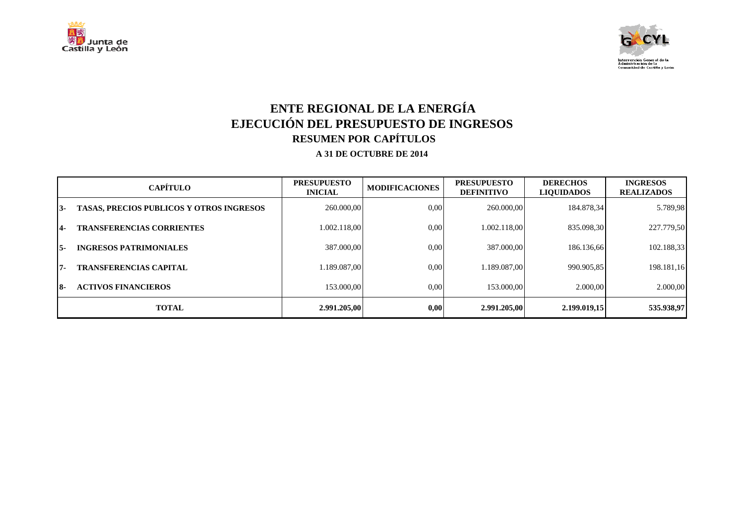# ENTE REGIONAL DE LA ENERGÍA
# EJECUCIÓN DEL PRESUPUESTO DE INGRESOS
## RESUMEN POR CAPÍTULOS
### A 31 DE OCTUBRE DE 2014

| CAPÍTULO | | PRESUPUESTO INICIAL | MODIFICACIONES | PRESUPUESTO DEFINITIVO | DERECHOS LIQUIDADOS | INGRESOS REALIZADOS |
|---|---|---|---|---|---|---|
| 3- | TASAS, PRECIOS PUBLICOS Y OTROS INGRESOS | 260.000,00 | 0,00 | 260.000,00 | 184.878,34 | 5.789,98 |
| 4- | TRANSFERENCIAS CORRIENTES | 1.002.118,00 | 0,00 | 1.002.118,00 | 835.098,30 | 227.779,50 |
| 5- | INGRESOS PATRIMONIALES | 387.000,00 | 0,00 | 387.000,00 | 186.136,66 | 102.188,33 |
| 7- | TRANSFERENCIAS CAPITAL | 1.189.087,00 | 0,00 | 1.189.087,00 | 990.905,85 | 198.181,16 |
| 8- | ACTIVOS FINANCIEROS | 153.000,00 | 0,00 | 153.000,00 | 2.000,00 | 2.000,00 |
| **TOTAL** | | **2.991.205,00** | **0,00** | **2.991.205,00** | **2.199.019,15** | **535.938,97** |